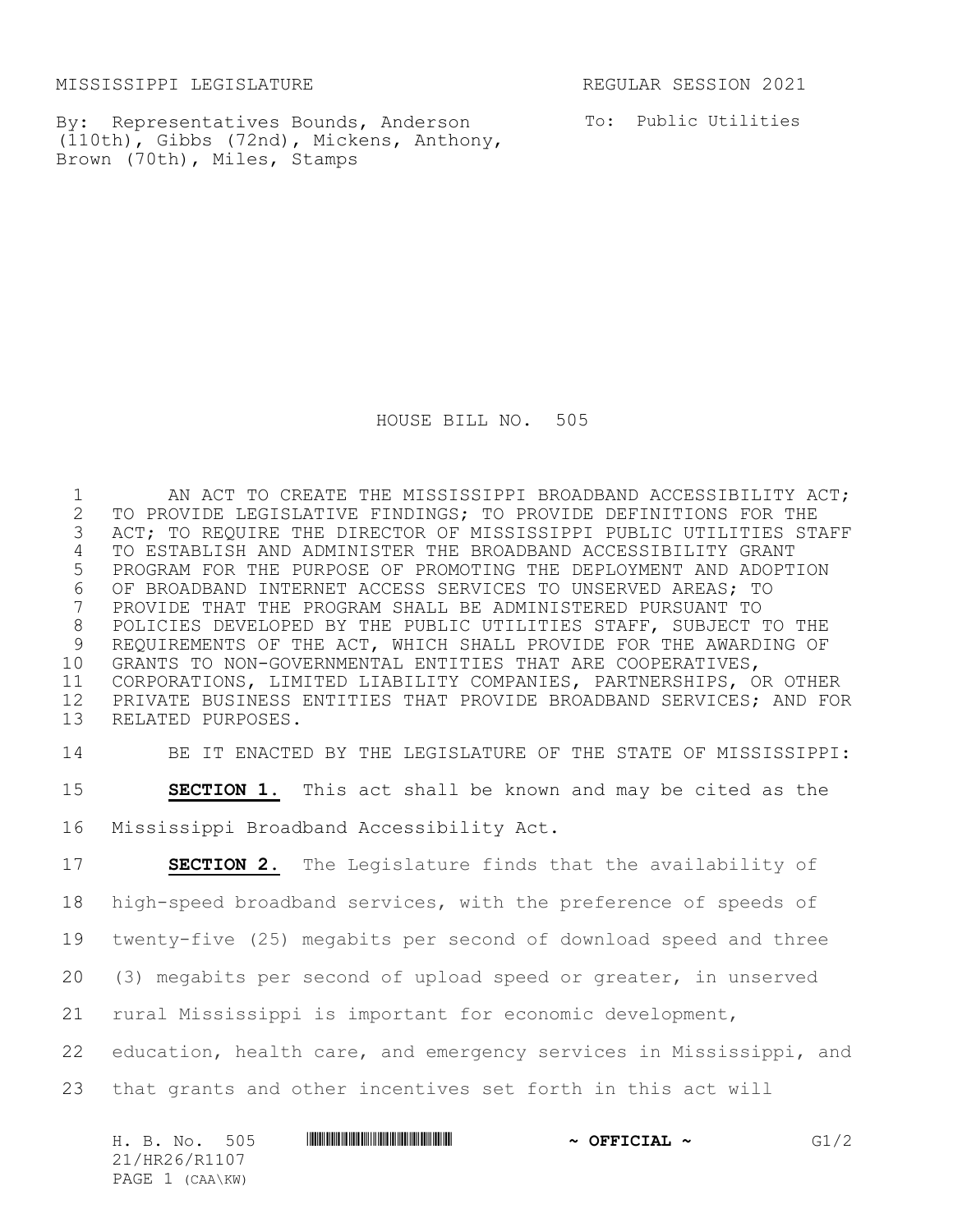MISSISSIPPI LEGISLATURE REGULAR SESSION 2021

By: Representatives Bounds, Anderson (110th), Gibbs (72nd), Mickens, Anthony, Brown (70th), Miles, Stamps

To: Public Utilities

# HOUSE BILL NO. 505

AN ACT TO CREATE THE MISSISSIPPI BROADBAND ACCESSIBILITY ACT; TO PROVIDE LEGISLATIVE FINDINGS; TO PROVIDE DEFINITIONS FOR THE ACT; TO REQUIRE THE DIRECTOR OF MISSISSIPPI PUBLIC UTILITIES STAFF TO ESTABLISH AND ADMINISTER THE BROADBAND ACCESSIBILITY GRANT PROGRAM FOR THE PURPOSE OF PROMOTING THE DEPLOYMENT AND ADOPTION OF BROADBAND INTERNET ACCESS SERVICES TO UNSERVED AREAS; TO PROVIDE THAT THE PROGRAM SHALL BE ADMINISTERED PURSUANT TO POLICIES DEVELOPED BY THE PUBLIC UTILITIES STAFF, SUBJECT TO THE REQUIREMENTS OF THE ACT, WHICH SHALL PROVIDE FOR THE AWARDING OF GRANTS TO NON-GOVERNMENTAL ENTITIES THAT ARE COOPERATIVES, CORPORATIONS, LIMITED LIABILITY COMPANIES, PARTNERSHIPS, OR OTHER PRIVATE BUSINESS ENTITIES THAT PROVIDE BROADBAND SERVICES; AND FOR RELATED PURPOSES.

BE IT ENACTED BY THE LEGISLATURE OF THE STATE OF MISSISSIPPI:

**SECTION 1.** This act shall be known and may be cited as the Mississippi Broadband Accessibility Act.

**SECTION 2.** The Legislature finds that the availability of high-speed broadband services, with the preference of speeds of twenty-five (25) megabits per second of download speed and three (3) megabits per second of upload speed or greater, in unserved rural Mississippi is important for economic development, education, health care, and emergency services in Mississippi, and that grants and other incentives set forth in this act will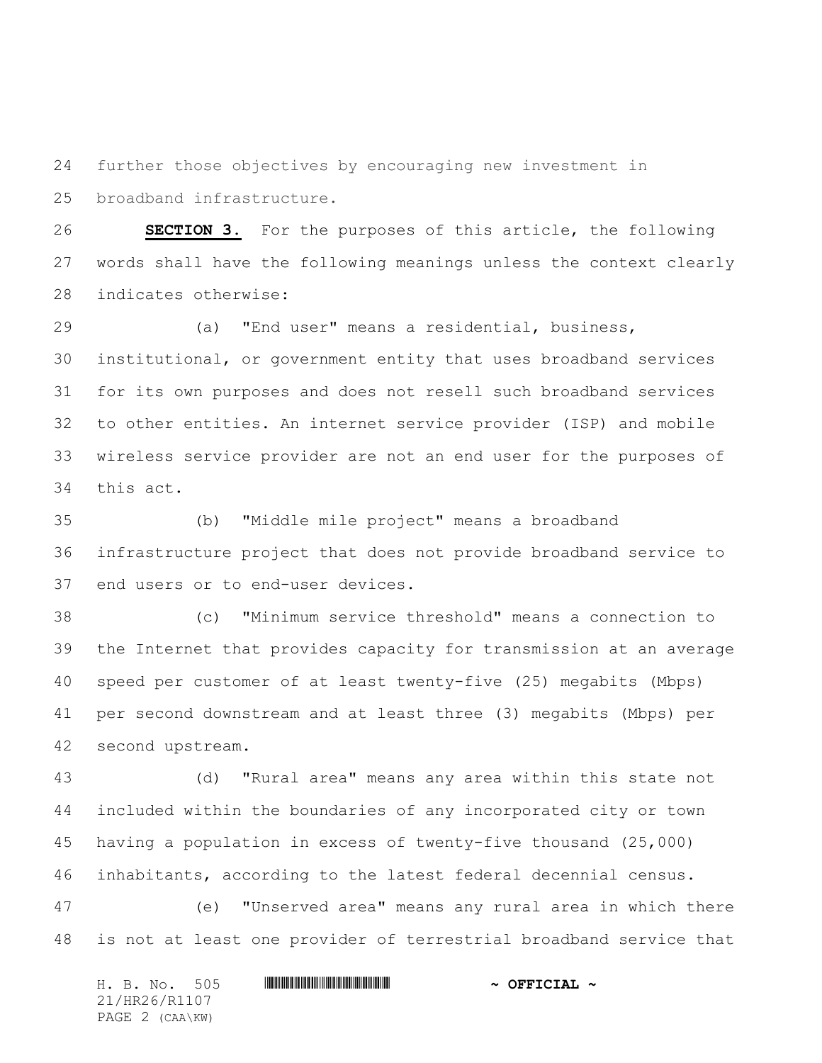further those objectives by encouraging new investment in broadband infrastructure.

**SECTION 3.** For the purposes of this article, the following words shall have the following meanings unless the context clearly indicates otherwise:

(a) "End user" means a residential, business, institutional, or government entity that uses broadband services for its own purposes and does not resell such broadband services to other entities. An internet service provider (ISP) and mobile wireless service provider are not an end user for the purposes of this act.

(b) "Middle mile project" means a broadband infrastructure project that does not provide broadband service to end users or to end-user devices.

(c) "Minimum service threshold" means a connection to the Internet that provides capacity for transmission at an average speed per customer of at least twenty-five (25) megabits (Mbps) per second downstream and at least three (3) megabits (Mbps) per second upstream.

(d) "Rural area" means any area within this state not included within the boundaries of any incorporated city or town having a population in excess of twenty-five thousand (25,000) inhabitants, according to the latest federal decennial census.

(e) "Unserved area" means any rural area in which there is not at least one provider of terrestrial broadband service that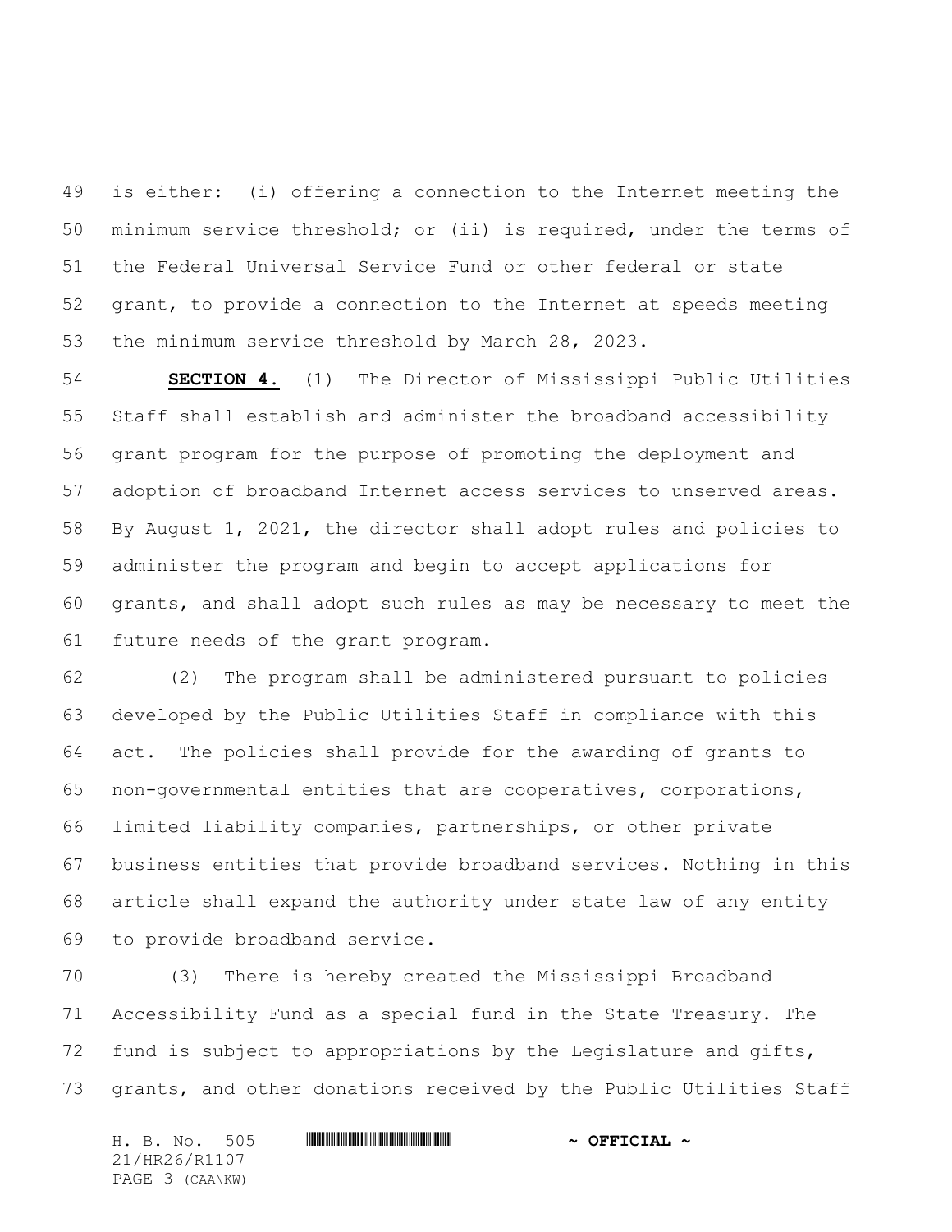is either: (i) offering a connection to the Internet meeting the minimum service threshold; or (ii) is required, under the terms of the Federal Universal Service Fund or other federal or state grant, to provide a connection to the Internet at speeds meeting the minimum service threshold by March 28, 2023.

**SECTION 4.** (1) The Director of Mississippi Public Utilities Staff shall establish and administer the broadband accessibility grant program for the purpose of promoting the deployment and adoption of broadband Internet access services to unserved areas. By August 1, 2021, the director shall adopt rules and policies to administer the program and begin to accept applications for grants, and shall adopt such rules as may be necessary to meet the future needs of the grant program.

(2) The program shall be administered pursuant to policies developed by the Public Utilities Staff in compliance with this act. The policies shall provide for the awarding of grants to non-governmental entities that are cooperatives, corporations, limited liability companies, partnerships, or other private business entities that provide broadband services. Nothing in this article shall expand the authority under state law of any entity to provide broadband service.

(3) There is hereby created the Mississippi Broadband Accessibility Fund as a special fund in the State Treasury. The fund is subject to appropriations by the Legislature and gifts, grants, and other donations received by the Public Utilities Staff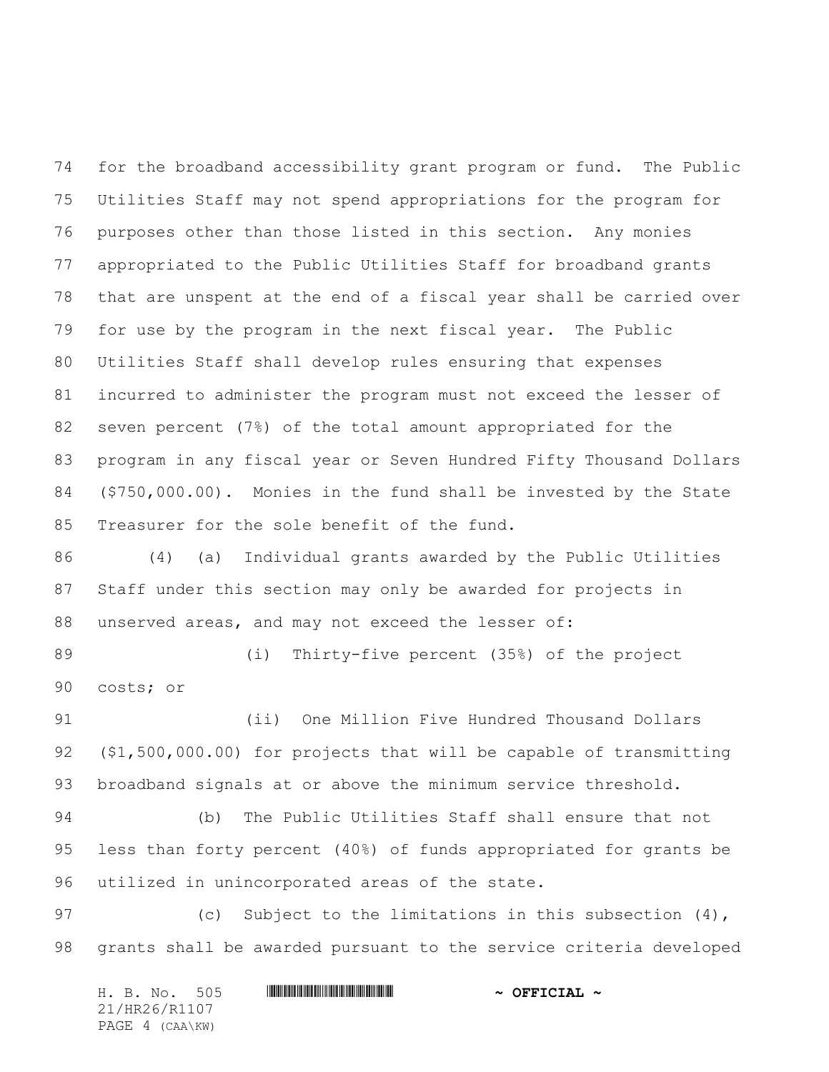for the broadband accessibility grant program or fund. The Public Utilities Staff may not spend appropriations for the program for purposes other than those listed in this section. Any monies appropriated to the Public Utilities Staff for broadband grants that are unspent at the end of a fiscal year shall be carried over for use by the program in the next fiscal year. The Public Utilities Staff shall develop rules ensuring that expenses incurred to administer the program must not exceed the lesser of seven percent (7%) of the total amount appropriated for the program in any fiscal year or Seven Hundred Fifty Thousand Dollars ($750,000.00). Monies in the fund shall be invested by the State Treasurer for the sole benefit of the fund.

(4) (a) Individual grants awarded by the Public Utilities Staff under this section may only be awarded for projects in unserved areas, and may not exceed the lesser of:

(i) Thirty-five percent (35%) of the project costs; or

(ii) One Million Five Hundred Thousand Dollars ($1,500,000.00) for projects that will be capable of transmitting broadband signals at or above the minimum service threshold.

(b) The Public Utilities Staff shall ensure that not less than forty percent (40%) of funds appropriated for grants be utilized in unincorporated areas of the state.

(c) Subject to the limitations in this subsection (4), grants shall be awarded pursuant to the service criteria developed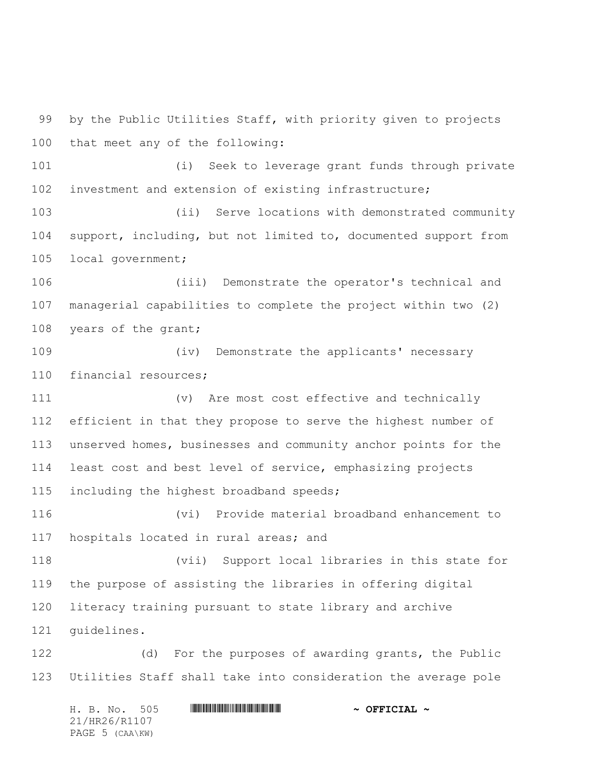by the Public Utilities Staff, with priority given to projects that meet any of the following:

(i) Seek to leverage grant funds through private investment and extension of existing infrastructure;

(ii) Serve locations with demonstrated community support, including, but not limited to, documented support from local government;

(iii) Demonstrate the operator's technical and managerial capabilities to complete the project within two (2) years of the grant;

(iv) Demonstrate the applicants' necessary financial resources;

(v) Are most cost effective and technically efficient in that they propose to serve the highest number of unserved homes, businesses and community anchor points for the least cost and best level of service, emphasizing projects including the highest broadband speeds;

(vi) Provide material broadband enhancement to hospitals located in rural areas; and

(vii) Support local libraries in this state for the purpose of assisting the libraries in offering digital literacy training pursuant to state library and archive guidelines.

(d) For the purposes of awarding grants, the Public Utilities Staff shall take into consideration the average pole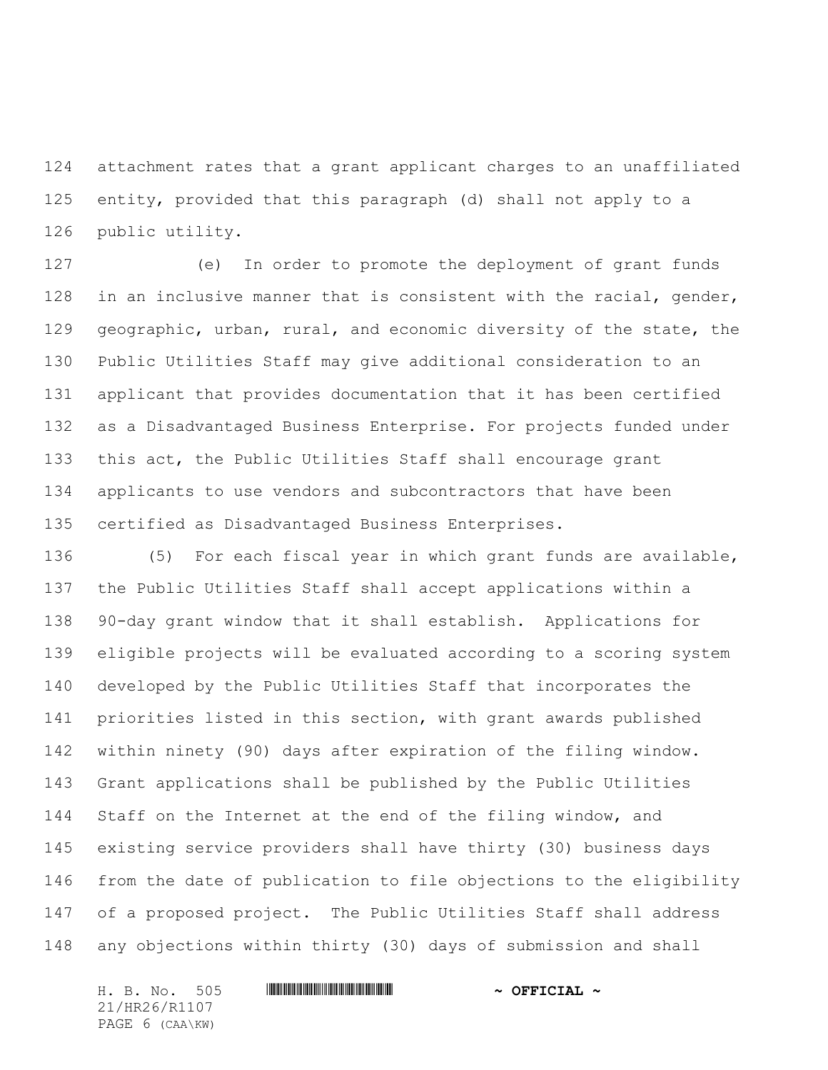attachment rates that a grant applicant charges to an unaffiliated entity, provided that this paragraph (d) shall not apply to a public utility.

(e) In order to promote the deployment of grant funds in an inclusive manner that is consistent with the racial, gender, geographic, urban, rural, and economic diversity of the state, the Public Utilities Staff may give additional consideration to an applicant that provides documentation that it has been certified as a Disadvantaged Business Enterprise. For projects funded under this act, the Public Utilities Staff shall encourage grant applicants to use vendors and subcontractors that have been certified as Disadvantaged Business Enterprises.

(5) For each fiscal year in which grant funds are available, the Public Utilities Staff shall accept applications within a 90-day grant window that it shall establish. Applications for eligible projects will be evaluated according to a scoring system developed by the Public Utilities Staff that incorporates the priorities listed in this section, with grant awards published within ninety (90) days after expiration of the filing window. Grant applications shall be published by the Public Utilities Staff on the Internet at the end of the filing window, and existing service providers shall have thirty (30) business days from the date of publication to file objections to the eligibility of a proposed project. The Public Utilities Staff shall address any objections within thirty (30) days of submission and shall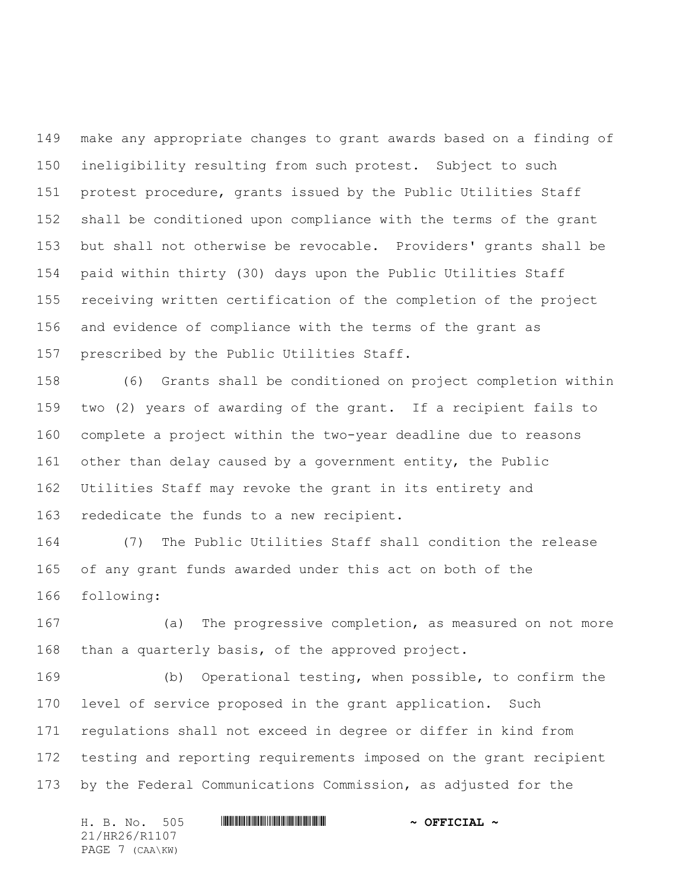make any appropriate changes to grant awards based on a finding of ineligibility resulting from such protest. Subject to such protest procedure, grants issued by the Public Utilities Staff shall be conditioned upon compliance with the terms of the grant but shall not otherwise be revocable. Providers' grants shall be paid within thirty (30) days upon the Public Utilities Staff receiving written certification of the completion of the project and evidence of compliance with the terms of the grant as prescribed by the Public Utilities Staff.

(6) Grants shall be conditioned on project completion within two (2) years of awarding of the grant. If a recipient fails to complete a project within the two-year deadline due to reasons other than delay caused by a government entity, the Public Utilities Staff may revoke the grant in its entirety and rededicate the funds to a new recipient.

(7) The Public Utilities Staff shall condition the release of any grant funds awarded under this act on both of the following:

(a) The progressive completion, as measured on not more than a quarterly basis, of the approved project.

(b) Operational testing, when possible, to confirm the level of service proposed in the grant application. Such regulations shall not exceed in degree or differ in kind from testing and reporting requirements imposed on the grant recipient by the Federal Communications Commission, as adjusted for the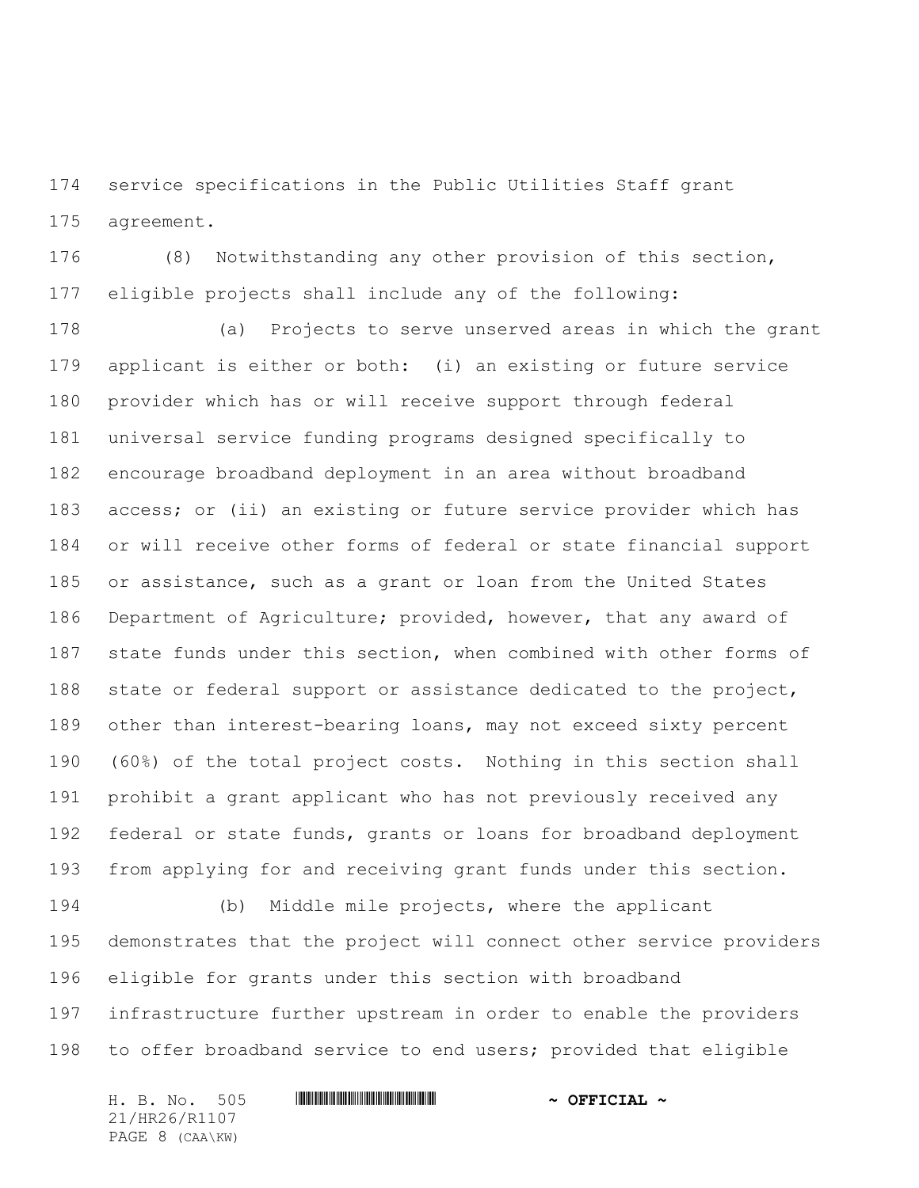service specifications in the Public Utilities Staff grant agreement.

(8) Notwithstanding any other provision of this section, eligible projects shall include any of the following:

(a) Projects to serve unserved areas in which the grant applicant is either or both: (i) an existing or future service provider which has or will receive support through federal universal service funding programs designed specifically to encourage broadband deployment in an area without broadband access; or (ii) an existing or future service provider which has or will receive other forms of federal or state financial support or assistance, such as a grant or loan from the United States Department of Agriculture; provided, however, that any award of state funds under this section, when combined with other forms of state or federal support or assistance dedicated to the project, other than interest-bearing loans, may not exceed sixty percent (60%) of the total project costs. Nothing in this section shall prohibit a grant applicant who has not previously received any federal or state funds, grants or loans for broadband deployment from applying for and receiving grant funds under this section.

(b) Middle mile projects, where the applicant demonstrates that the project will connect other service providers eligible for grants under this section with broadband infrastructure further upstream in order to enable the providers to offer broadband service to end users; provided that eligible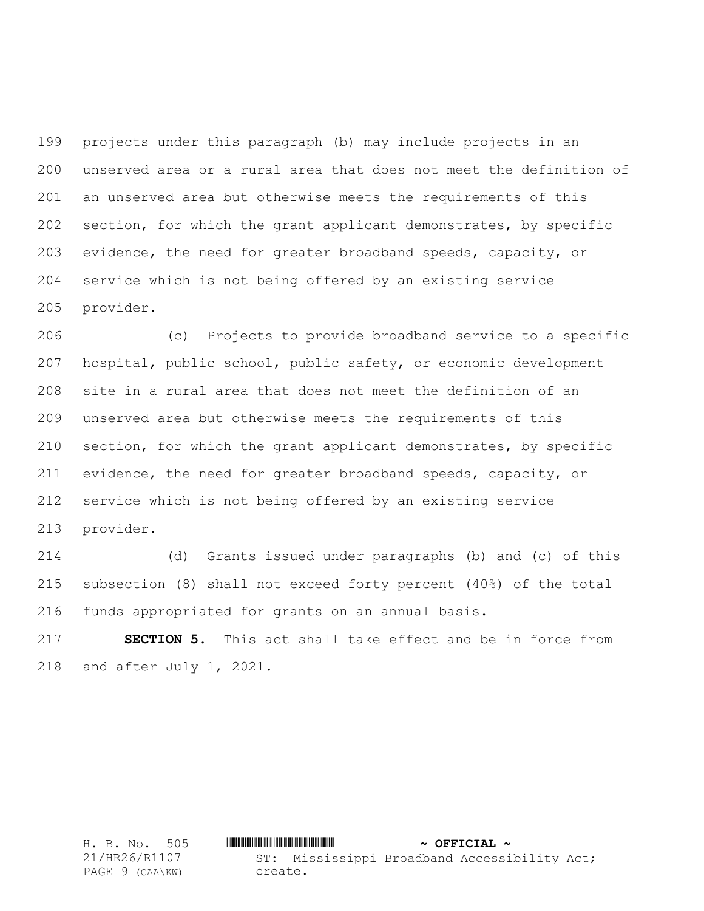projects under this paragraph (b) may include projects in an unserved area or a rural area that does not meet the definition of an unserved area but otherwise meets the requirements of this section, for which the grant applicant demonstrates, by specific evidence, the need for greater broadband speeds, capacity, or service which is not being offered by an existing service provider.

(c) Projects to provide broadband service to a specific hospital, public school, public safety, or economic development site in a rural area that does not meet the definition of an unserved area but otherwise meets the requirements of this section, for which the grant applicant demonstrates, by specific evidence, the need for greater broadband speeds, capacity, or service which is not being offered by an existing service provider.

(d) Grants issued under paragraphs (b) and (c) of this subsection (8) shall not exceed forty percent (40%) of the total funds appropriated for grants on an annual basis.

**SECTION 5.** This act shall take effect and be in force from and after July 1, 2021.